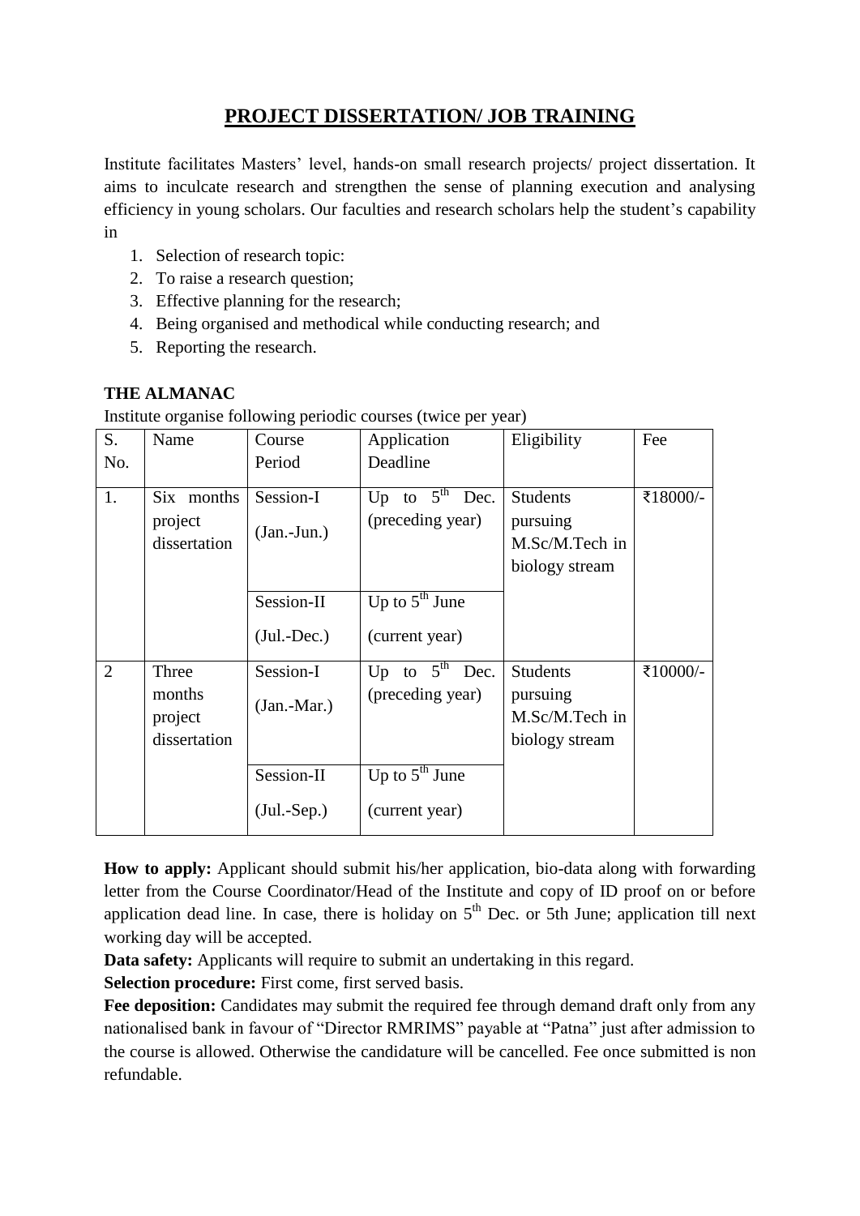# PROJECT DISSERTATION/ JOB TRAINING

Institute facilitates Masters' level, hands-on small research projects/ project dissertation. It aims to inculcate research and strengthen the sense of planning execution and analysing efficiency in young scholars. Our faculties and research scholars help the student's capability in

1. Selection of research topic:
2. To raise a research question;
3. Effective planning for the research;
4. Being organised and methodical while conducting research; and
5. Reporting the research.

**THE ALMANAC**

Institute organise following periodic courses (twice per year)

| S. No. | Name | Course Period | Application Deadline | Eligibility | Fee |
|---|---|---|---|---|---|
| 1. | Six months project dissertation | Session-I (Jan.-Jun.) | Up to 5th Dec. (preceding year) | Students pursuing M.Sc/M.Tech in biology stream | ₹18000/- |
| | | Session-II (Jul.-Dec.) | Up to 5th June (current year) | | |
| 2 | Three months project dissertation | Session-I (Jan.-Mar.) | Up to 5th Dec. (preceding year) | Students pursuing M.Sc/M.Tech in biology stream | ₹10000/- |
| | | Session-II (Jul.-Sep.) | Up to 5th June (current year) | | |

**How to apply:** Applicant should submit his/her application, bio-data along with forwarding letter from the Course Coordinator/Head of the Institute and copy of ID proof on or before application dead line. In case, there is holiday on 5th Dec. or 5th June; application till next working day will be accepted.

**Data safety:** Applicants will require to submit an undertaking in this regard.

**Selection procedure:** First come, first served basis.

**Fee deposition:** Candidates may submit the required fee through demand draft only from any nationalised bank in favour of "Director RMRIMS" payable at "Patna" just after admission to the course is allowed. Otherwise the candidature will be cancelled. Fee once submitted is non refundable.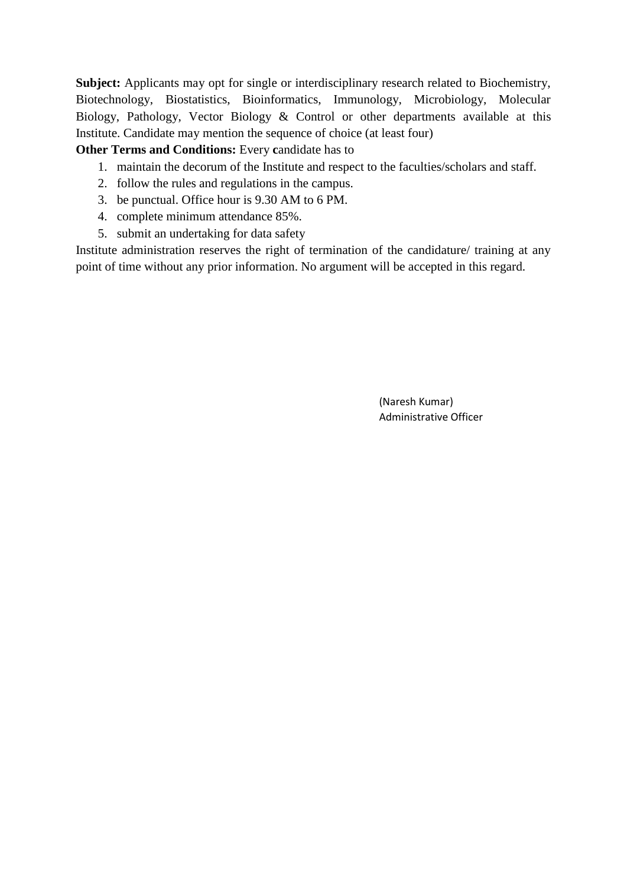**Subject:** Applicants may opt for single or interdisciplinary research related to Biochemistry, Biotechnology, Biostatistics, Bioinformatics, Immunology, Microbiology, Molecular Biology, Pathology, Vector Biology & Control or other departments available at this Institute. Candidate may mention the sequence of choice (at least four)

**Other Terms and Conditions:** Every **c**andidate has to

1. maintain the decorum of the Institute and respect to the faculties/scholars and staff.
2. follow the rules and regulations in the campus.
3. be punctual. Office hour is 9.30 AM to 6 PM.
4. complete minimum attendance 85%.
5. submit an undertaking for data safety

Institute administration reserves the right of termination of the candidature/ training at any point of time without any prior information. No argument will be accepted in this regard.

(Naresh Kumar)
Administrative Officer